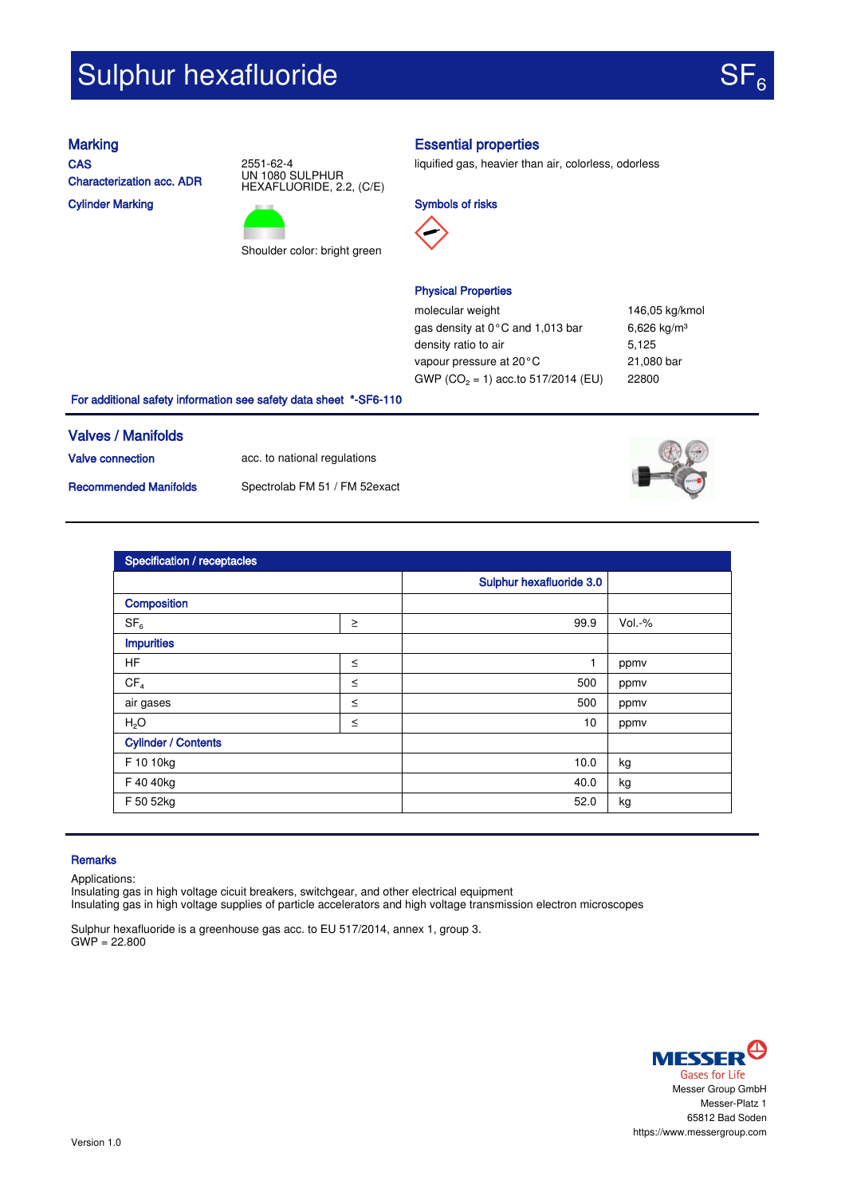# Sulphur hexafluoride $SF_6$

## Marking

**CAS** 2551-62-4

**Characterization acc. ADR** UN 1080 SULPHUR HEXAFLUORIDE, 2.2, (C/E)

**Cylinder Marking**

Shoulder color: bright green

## Essential properties

liquified gas, heavier than air, colorless, odorless

**Symbols of risks**

**Physical Properties**

| | |
|---|---|
| molecular weight | 146,05 kg/kmol |
| gas density at 0°C and 1,013 bar | 6,626 kg/m³ |
| density ratio to air | 5,125 |
| vapour pressure at 20°C | 21,080 bar |
| GWP ($CO_2$ = 1) acc.to 517/2014 (EU) | 22800 |

**For additional safety information see safety data sheet *-SF6-110**

## Valves / Manifolds

**Valve connection** acc. to national regulations

**Recommended Manifolds** Spectrolab FM 51 / FM 52exact

| Specification / receptacles | | | |
|---|---|---|---|
| | | Sulphur hexafluoride 3.0 | |
| **Composition** | | | |
| $SF_6$ | ≥ | 99.9 | Vol.-% |
| **Impurities** | | | |
| HF | ≤ | 1 | ppmv |
| $CF_4$ | ≤ | 500 | ppmv |
| air gases | ≤ | 500 | ppmv |
| $H_2O$ | ≤ | 10 | ppmv |
| **Cylinder / Contents** | | | |
| F 10 10kg | | 10.0 | kg |
| F 40 40kg | | 40.0 | kg |
| F 50 52kg | | 52.0 | kg |

## Remarks

Applications:
Insulating gas in high voltage cicuit breakers, switchgear, and other electrical equipment
Insulating gas in high voltage supplies of particle accelerators and high voltage transmission electron microscopes

Sulphur hexafluoride is a greenhouse gas acc. to EU 517/2014, annex 1, group 3.
GWP = 22.800

MESSER Gases for Life
Messer Group GmbH
Messer-Platz 1
65812 Bad Soden
https://www.messergroup.com

Version 1.0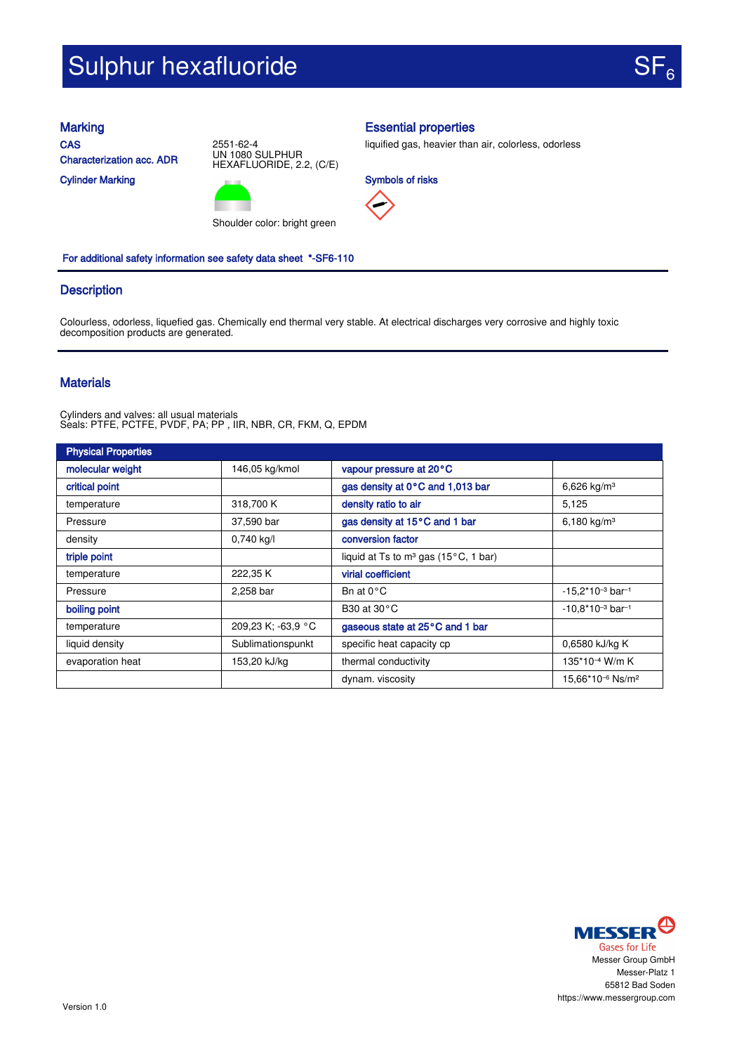# Sulphur hexafluoride $SF_6$

## Marking

**CAS** 2551-62-4

**Characterization acc. ADR** UN 1080 SULPHUR HEXAFLUORIDE, 2.2, (C/E)

**Cylinder Marking**

Shoulder color: bright green

## Essential properties

liquified gas, heavier than air, colorless, odorless

**Symbols of risks**

**For additional safety information see safety data sheet \*-SF6-110**

## Description

Colourless, odorless, liquefied gas. Chemically end thermal very stable. At electrical discharges very corrosive and highly toxic decomposition products are generated.

## Materials

Cylinders and valves: all usual materials
Seals: PTFE, PCTFE, PVDF, PA; PP , IIR, NBR, CR, FKM, Q, EPDM

| Physical Properties | | | |
|---|---|---|---|
| **molecular weight** | 146,05 kg/kmol | **vapour pressure at 20°C** | |
| **critical point** | | **gas density at 0°C and 1,013 bar** | 6,626 kg/m³ |
| temperature | 318,700 K | **density ratio to air** | 5,125 |
| Pressure | 37,590 bar | **gas density at 15°C and 1 bar** | 6,180 kg/m³ |
| density | 0,740 kg/l | **conversion factor** | |
| **triple point** | | liquid at Ts to m³ gas (15°C, 1 bar) | |
| temperature | 222,35 K | **virial coefficient** | |
| Pressure | 2,258 bar | Bn at 0°C | $-15{,}2 \cdot 10^{-3}$ bar$^{-1}$ |
| **boiling point** | | B30 at 30°C | $-10{,}8 \cdot 10^{-3}$ bar$^{-1}$ |
| temperature | 209,23 K; -63,9 °C | **gaseous state at 25°C and 1 bar** | |
| liquid density | Sublimationspunkt | specific heat capacity cp | 0,6580 kJ/kg K |
| evaporation heat | 153,20 kJ/kg | thermal conductivity | $135 \cdot 10^{-4}$ W/m K |
| | | dynam. viscosity | $15{,}66 \cdot 10^{-6}$ Ns/m² |

MESSER
Gases for Life
Messer Group GmbH
Messer-Platz 1
65812 Bad Soden
https://www.messergroup.com

Version 1.0